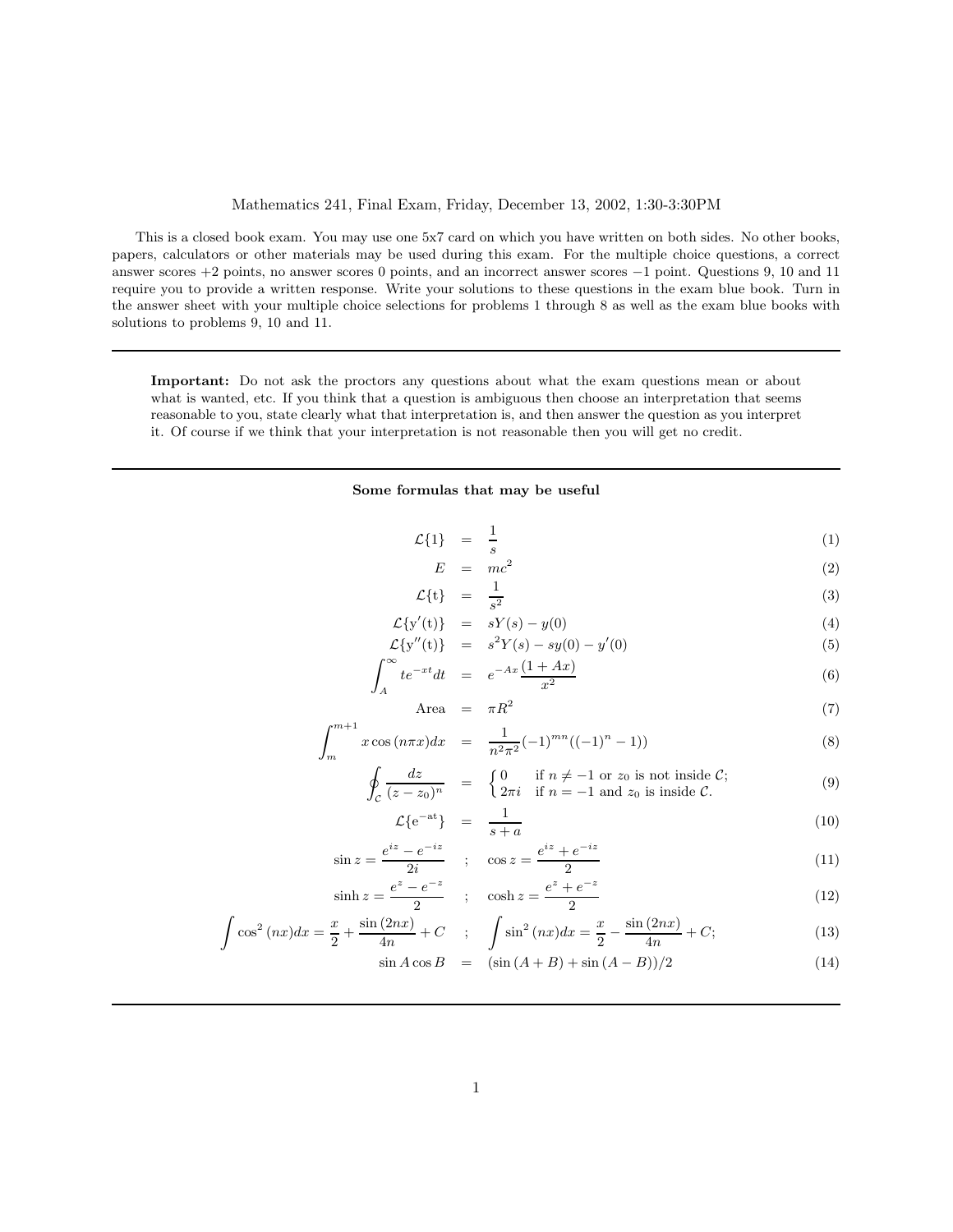Mathematics 241, Final Exam, Friday, December 13, 2002, 1:30-3:30PM

This is a closed book exam. You may use one 5x7 card on which you have written on both sides. No other books, papers, calculators or other materials may be used during this exam. For the multiple choice questions, a correct answer scores +2 points, no answer scores 0 points, and an incorrect answer scores −1 point. Questions 9, 10 and 11 require you to provide a written response. Write your solutions to these questions in the exam blue book. Turn in the answer sheet with your multiple choice selections for problems 1 through 8 as well as the exam blue books with solutions to problems 9, 10 and 11.

---

**Important:** Do not ask the proctors any questions about what the exam questions mean or about what is wanted, etc. If you think that a question is ambiguous then choose an interpretation that seems reasonable to you, state clearly what that interpretation is, and then answer the question as you interpret it. Of course if we think that your interpretation is not reasonable then you will get no credit.

---

**Some formulas that may be useful**

$$\mathcal{L}\{1\} = \frac{1}{s} \tag{1}$$

$$E = mc^2 \tag{2}$$

$$\mathcal{L}\{\mathrm{t}\} = \frac{1}{s^2} \tag{3}$$

$$\mathcal{L}\{\mathrm{y}'(\mathrm{t})\} = sY(s) - y(0) \tag{4}$$

$$\mathcal{L}\{\mathrm{y}''(\mathrm{t})\} = s^2Y(s) - sy(0) - y'(0) \tag{5}$$

$$\int_A^\infty te^{-xt}dt = e^{-Ax}\frac{(1+Ax)}{x^2} \tag{6}$$

$$\text{Area} = \pi R^2 \tag{7}$$

$$\int_m^{m+1} x\cos(n\pi x)dx = \frac{1}{n^2\pi^2}(-1)^{mn}((-1)^n - 1)) \tag{8}$$

$$\oint_{\mathcal{C}} \frac{dz}{(z-z_0)^n} = \begin{cases} 0 & \text{if } n \neq -1 \text{ or } z_0 \text{ is not inside } \mathcal{C}; \\ 2\pi i & \text{if } n = -1 \text{ and } z_0 \text{ is inside } \mathcal{C}. \end{cases} \tag{9}$$

$$\mathcal{L}\{\mathrm{e}^{-\mathrm{at}}\} = \frac{1}{s+a} \tag{10}$$

$$\sin z = \frac{e^{iz} - e^{-iz}}{2i} \quad ; \quad \cos z = \frac{e^{iz} + e^{-iz}}{2} \tag{11}$$

$$\sinh z = \frac{e^{z} - e^{-z}}{2} \quad ; \quad \cosh z = \frac{e^{z} + e^{-z}}{2} \tag{12}$$

$$\int \cos^2(nx)dx = \frac{x}{2} + \frac{\sin(2nx)}{4n} + C \quad ; \quad \int \sin^2(nx)dx = \frac{x}{2} - \frac{\sin(2nx)}{4n} + C; \tag{13}$$

$$\sin A\cos B = (\sin(A+B) + \sin(A-B))/2 \tag{14}$$

---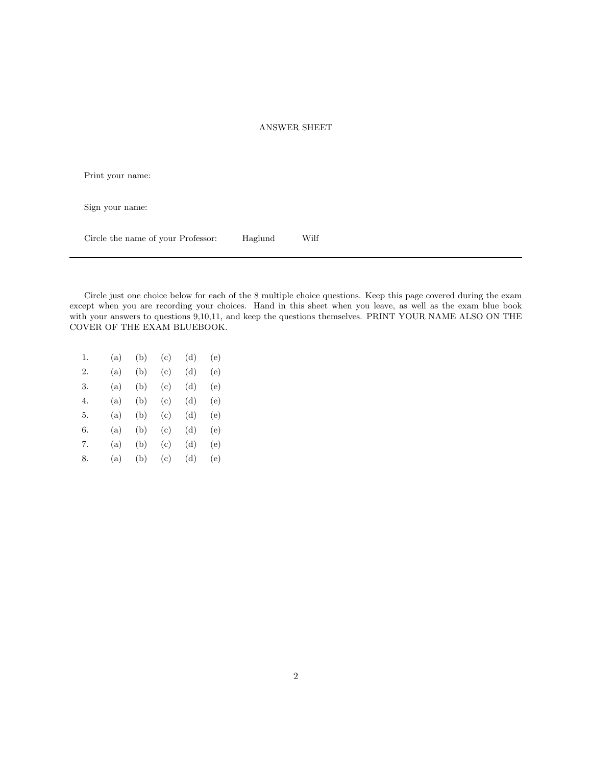ANSWER SHEET

Print your name:

Sign your name:

Circle the name of your Professor: Haglund Wilf

---

Circle just one choice below for each of the 8 multiple choice questions. Keep this page covered during the exam except when you are recording your choices. Hand in this sheet when you leave, as well as the exam blue book with your answers to questions 9,10,11, and keep the questions themselves. PRINT YOUR NAME ALSO ON THE COVER OF THE EXAM BLUEBOOK.

1. (a) (b) (c) (d) (e)
2. (a) (b) (c) (d) (e)
3. (a) (b) (c) (d) (e)
4. (a) (b) (c) (d) (e)
5. (a) (b) (c) (d) (e)
6. (a) (b) (c) (d) (e)
7. (a) (b) (c) (d) (e)
8. (a) (b) (c) (d) (e)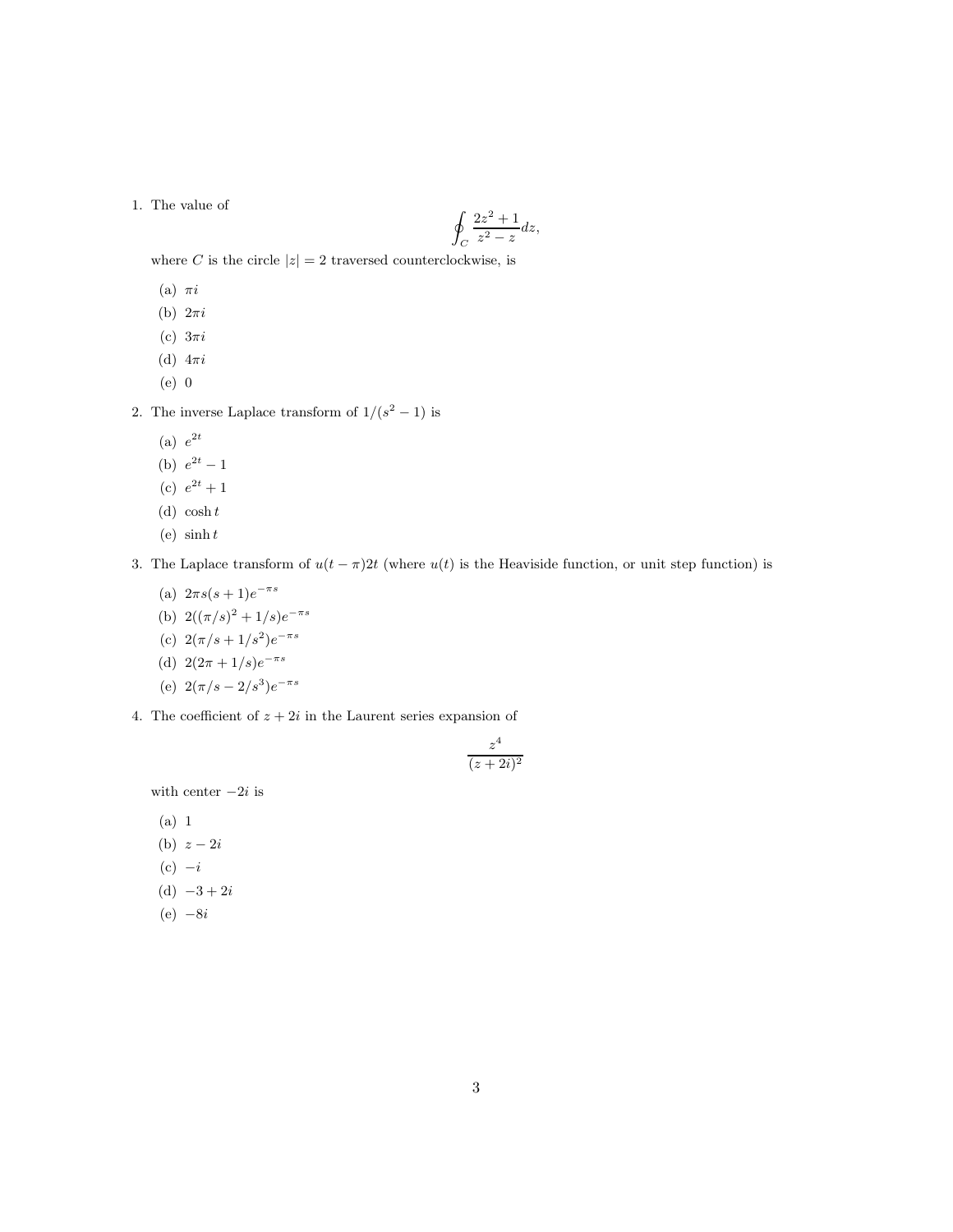1. The value of

$$\oint_C \frac{2z^2+1}{z^2-z}dz,$$

where $C$ is the circle $|z| = 2$ traversed counterclockwise, is

   (a) $\pi i$
   (b) $2\pi i$
   (c) $3\pi i$
   (d) $4\pi i$
   (e) 0

2. The inverse Laplace transform of $1/(s^2-1)$ is

   (a) $e^{2t}$
   (b) $e^{2t}-1$
   (c) $e^{2t}+1$
   (d) $\cosh t$
   (e) $\sinh t$

3. The Laplace transform of $u(t-\pi)2t$ (where $u(t)$ is the Heaviside function, or unit step function) is

   (a) $2\pi s(s+1)e^{-\pi s}$
   (b) $2((\pi/s)^2+1/s)e^{-\pi s}$
   (c) $2(\pi/s+1/s^2)e^{-\pi s}$
   (d) $2(2\pi+1/s)e^{-\pi s}$
   (e) $2(\pi/s-2/s^3)e^{-\pi s}$

4. The coefficient of $z+2i$ in the Laurent series expansion of

$$\frac{z^4}{(z+2i)^2}$$

with center $-2i$ is

   (a) 1
   (b) $z-2i$
   (c) $-i$
   (d) $-3+2i$
   (e) $-8i$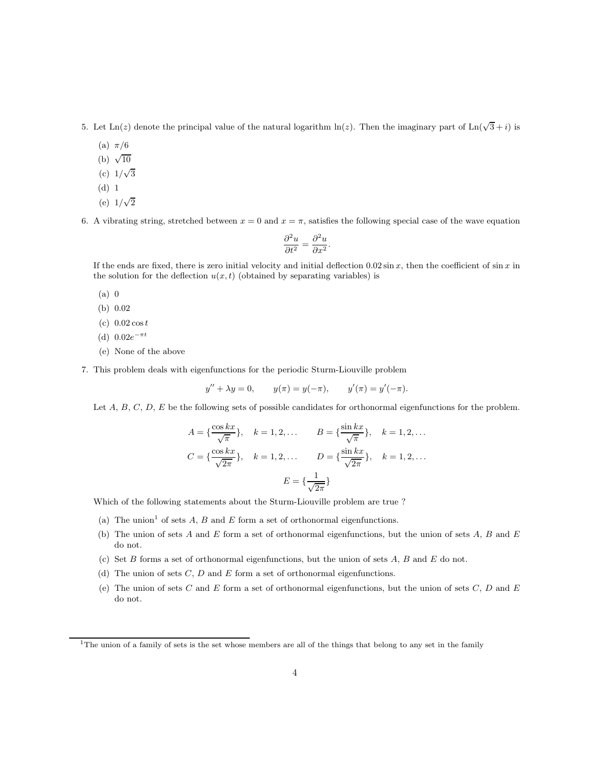5. Let $\text{Ln}(z)$ denote the principal value of the natural logarithm $\ln(z)$. Then the imaginary part of $\text{Ln}(\sqrt{3}+i)$ is

   (a) $\pi/6$

   (b) $\sqrt{10}$

   (c) $1/\sqrt{3}$

   (d) 1

   (e) $1/\sqrt{2}$

6. A vibrating string, stretched between $x = 0$ and $x = \pi$, satisfies the following special case of the wave equation

$$\frac{\partial^2 u}{\partial t^2} = \frac{\partial^2 u}{\partial x^2}.$$

   If the ends are fixed, there is zero initial velocity and initial deflection $0.02 \sin x$, then the coefficient of $\sin x$ in the solution for the deflection $u(x,t)$ (obtained by separating variables) is

   (a) 0

   (b) 0.02

   (c) $0.02 \cos t$

   (d) $0.02 e^{-\pi t}$

   (e) None of the above

7. This problem deals with eigenfunctions for the periodic Sturm-Liouville problem

$$y'' + \lambda y = 0, \qquad y(\pi) = y(-\pi), \qquad y'(\pi) = y'(-\pi).$$

   Let $A$, $B$, $C$, $D$, $E$ be the following sets of possible candidates for orthonormal eigenfunctions for the problem.

$$A = \{\frac{\cos kx}{\sqrt{\pi}}\}, \quad k = 1, 2, \ldots \qquad B = \{\frac{\sin kx}{\sqrt{\pi}}\}, \quad k = 1, 2, \ldots$$

$$C = \{\frac{\cos kx}{\sqrt{2\pi}}\}, \quad k = 1, 2, \ldots \qquad D = \{\frac{\sin kx}{\sqrt{2\pi}}\}, \quad k = 1, 2, \ldots$$

$$E = \{\frac{1}{\sqrt{2\pi}}\}$$

   Which of the following statements about the Sturm-Liouville problem are true ?

   (a) The union[1] of sets $A$, $B$ and $E$ form a set of orthonormal eigenfunctions.

   (b) The union of sets $A$ and $E$ form a set of orthonormal eigenfunctions, but the union of sets $A$, $B$ and $E$ do not.

   (c) Set $B$ forms a set of orthonormal eigenfunctions, but the union of sets $A$, $B$ and $E$ do not.

   (d) The union of sets $C$, $D$ and $E$ form a set of orthonormal eigenfunctions.

   (e) The union of sets $C$ and $E$ form a set of orthonormal eigenfunctions, but the union of sets $C$, $D$ and $E$ do not.

---

[1] The union of a family of sets is the set whose members are all of the things that belong to any set in the family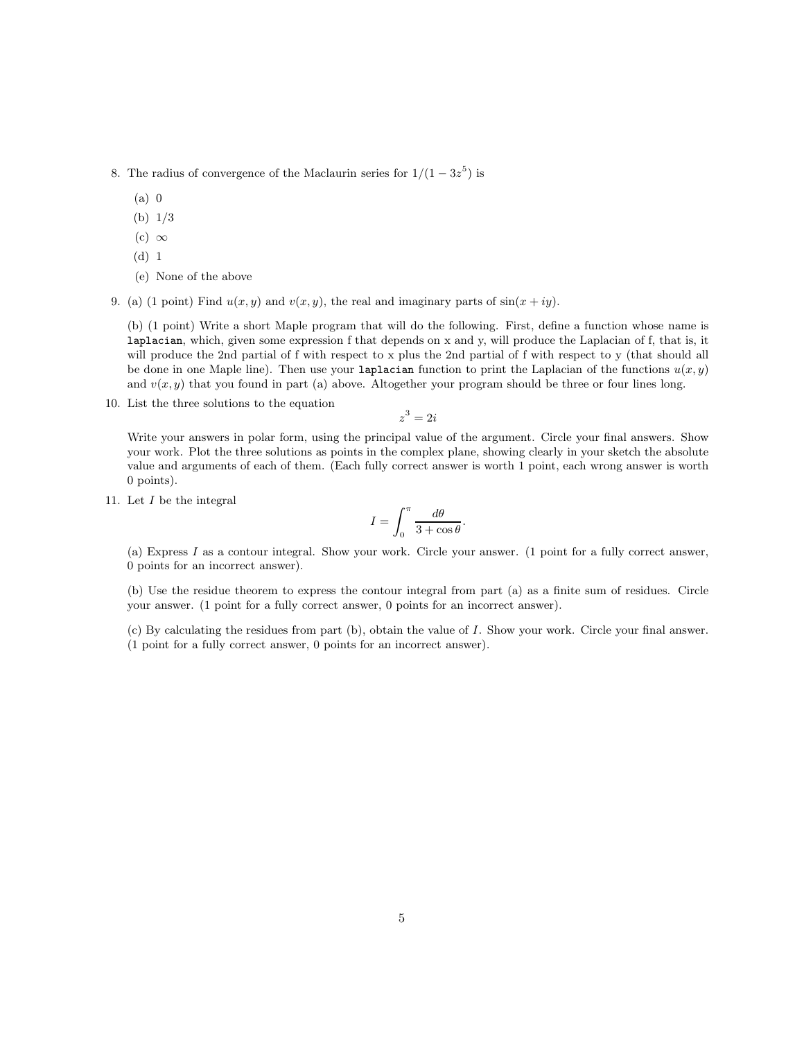8. The radius of convergence of the Maclaurin series for $1/(1-3z^5)$ is

   (a) 0

   (b) 1/3

   (c) $\infty$

   (d) 1

   (e) None of the above

9. (a) (1 point) Find $u(x, y)$ and $v(x, y)$, the real and imaginary parts of $\sin(x + iy)$.

   (b) (1 point) Write a short Maple program that will do the following. First, define a function whose name is `laplacian`, which, given some expression f that depends on x and y, will produce the Laplacian of f, that is, it will produce the 2nd partial of f with respect to x plus the 2nd partial of f with respect to y (that should all be done in one Maple line). Then use your `laplacian` function to print the Laplacian of the functions $u(x, y)$ and $v(x, y)$ that you found in part (a) above. Altogether your program should be three or four lines long.

10. List the three solutions to the equation

$$z^3 = 2i$$

   Write your answers in polar form, using the principal value of the argument. Circle your final answers. Show your work. Plot the three solutions as points in the complex plane, showing clearly in your sketch the absolute value and arguments of each of them. (Each fully correct answer is worth 1 point, each wrong answer is worth 0 points).

11. Let $I$ be the integral

$$I = \int_0^{\pi} \frac{d\theta}{3 + \cos\theta}.$$

   (a) Express $I$ as a contour integral. Show your work. Circle your answer. (1 point for a fully correct answer, 0 points for an incorrect answer).

   (b) Use the residue theorem to express the contour integral from part (a) as a finite sum of residues. Circle your answer. (1 point for a fully correct answer, 0 points for an incorrect answer).

   (c) By calculating the residues from part (b), obtain the value of $I$. Show your work. Circle your final answer. (1 point for a fully correct answer, 0 points for an incorrect answer).